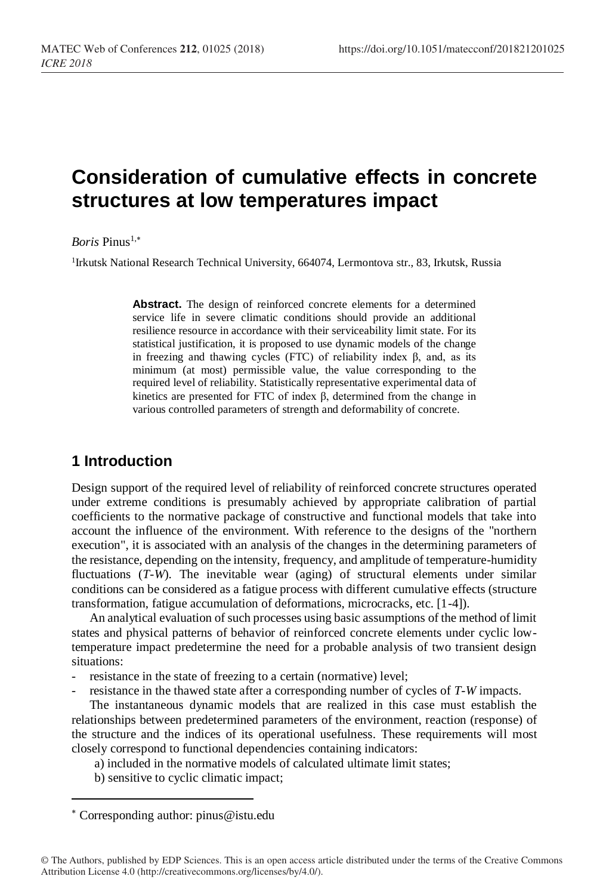# Consideration of cumulative effects in concrete structures at low temperatures impact

*Boris* Pinus[1,*]

[1]Irkutsk National Research Technical University, 664074, Lermontova str., 83, Irkutsk, Russia

**Abstract.** The design of reinforced concrete elements for a determined service life in severe climatic conditions should provide an additional resilience resource in accordance with their serviceability limit state. For its statistical justification, it is proposed to use dynamic models of the change in freezing and thawing cycles (FTC) of reliability index β, and, as its minimum (at most) permissible value, the value corresponding to the required level of reliability. Statistically representative experimental data of kinetics are presented for FTC of index β, determined from the change in various controlled parameters of strength and deformability of concrete.

## 1 Introduction

Design support of the required level of reliability of reinforced concrete structures operated under extreme conditions is presumably achieved by appropriate calibration of partial coefficients to the normative package of constructive and functional models that take into account the influence of the environment. With reference to the designs of the "northern execution", it is associated with an analysis of the changes in the determining parameters of the resistance, depending on the intensity, frequency, and amplitude of temperature-humidity fluctuations (*T-W*). The inevitable wear (aging) of structural elements under similar conditions can be considered as a fatigue process with different cumulative effects (structure transformation, fatigue accumulation of deformations, microcracks, etc. [1-4]).

An analytical evaluation of such processes using basic assumptions of the method of limit states and physical patterns of behavior of reinforced concrete elements under cyclic low-temperature impact predetermine the need for a probable analysis of two transient design situations:

- resistance in the state of freezing to a certain (normative) level;
- resistance in the thawed state after a corresponding number of cycles of *T-W* impacts.

The instantaneous dynamic models that are realized in this case must establish the relationships between predetermined parameters of the environment, reaction (response) of the structure and the indices of its operational usefulness. These requirements will most closely correspond to functional dependencies containing indicators:

a) included in the normative models of calculated ultimate limit states;

b) sensitive to cyclic climatic impact;

---

* Corresponding author: pinus@istu.edu

© The Authors, published by EDP Sciences. This is an open access article distributed under the terms of the Creative Commons Attribution License 4.0 (http://creativecommons.org/licenses/by/4.0/).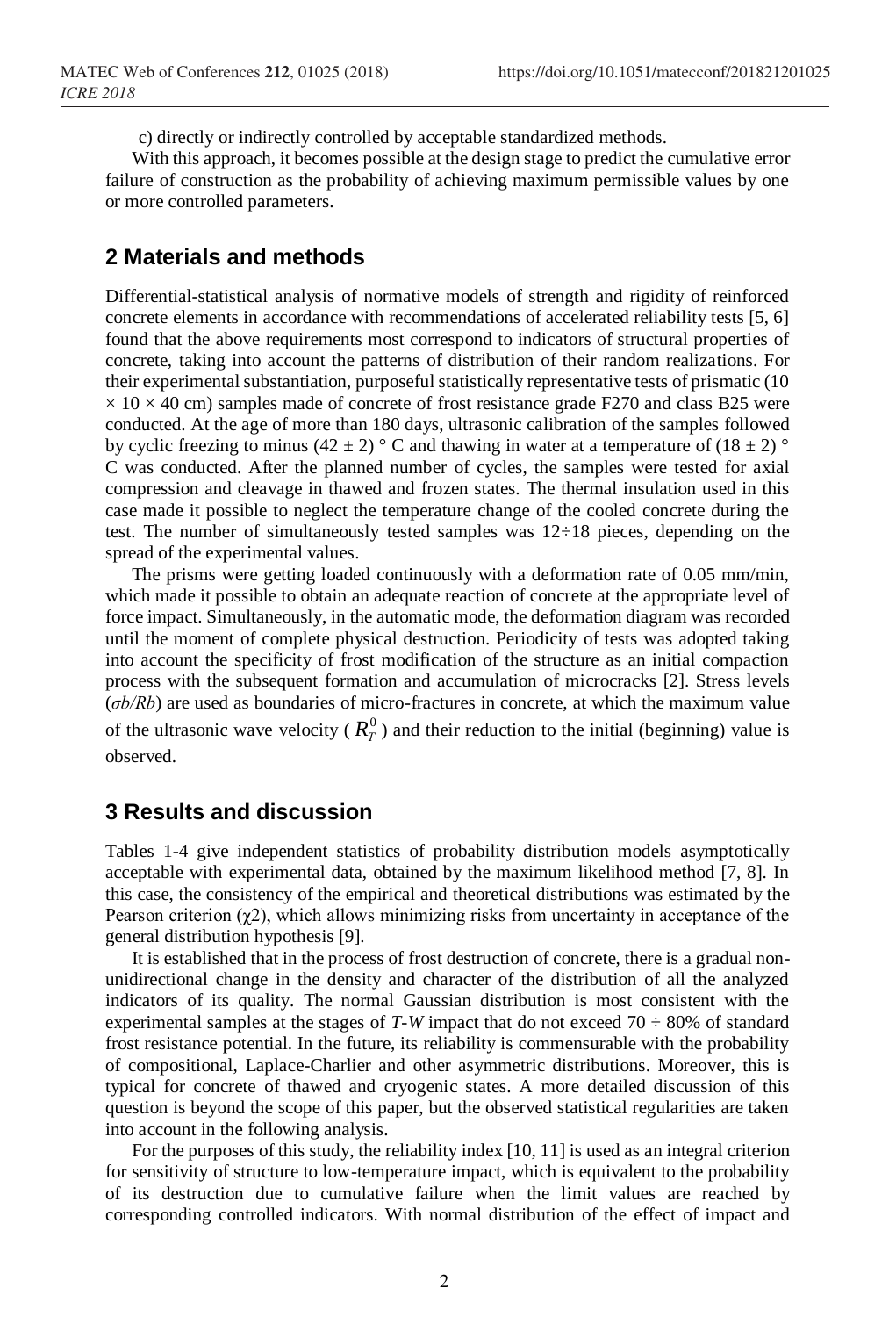c) directly or indirectly controlled by acceptable standardized methods.

With this approach, it becomes possible at the design stage to predict the cumulative error failure of construction as the probability of achieving maximum permissible values by one or more controlled parameters.

## 2 Materials and methods

Differential-statistical analysis of normative models of strength and rigidity of reinforced concrete elements in accordance with recommendations of accelerated reliability tests [5, 6] found that the above requirements most correspond to indicators of structural properties of concrete, taking into account the patterns of distribution of their random realizations. For their experimental substantiation, purposeful statistically representative tests of prismatic (10 × 10 × 40 cm) samples made of concrete of frost resistance grade F270 and class B25 were conducted. At the age of more than 180 days, ultrasonic calibration of the samples followed by cyclic freezing to minus (42 ± 2) ° C and thawing in water at a temperature of (18 ± 2) ° C was conducted. After the planned number of cycles, the samples were tested for axial compression and cleavage in thawed and frozen states. The thermal insulation used in this case made it possible to neglect the temperature change of the cooled concrete during the test. The number of simultaneously tested samples was 12÷18 pieces, depending on the spread of the experimental values.

The prisms were getting loaded continuously with a deformation rate of 0.05 mm/min, which made it possible to obtain an adequate reaction of concrete at the appropriate level of force impact. Simultaneously, in the automatic mode, the deformation diagram was recorded until the moment of complete physical destruction. Periodicity of tests was adopted taking into account the specificity of frost modification of the structure as an initial compaction process with the subsequent formation and accumulation of microcracks [2]. Stress levels ($\sigma b/Rb$) are used as boundaries of micro-fractures in concrete, at which the maximum value of the ultrasonic wave velocity ( $R_T^0$ ) and their reduction to the initial (beginning) value is observed.

## 3 Results and discussion

Tables 1-4 give independent statistics of probability distribution models asymptotically acceptable with experimental data, obtained by the maximum likelihood method [7, 8]. In this case, the consistency of the empirical and theoretical distributions was estimated by the Pearson criterion ($\chi 2$), which allows minimizing risks from uncertainty in acceptance of the general distribution hypothesis [9].

It is established that in the process of frost destruction of concrete, there is a gradual non-unidirectional change in the density and character of the distribution of all the analyzed indicators of its quality. The normal Gaussian distribution is most consistent with the experimental samples at the stages of *T-W* impact that do not exceed 70 ÷ 80% of standard frost resistance potential. In the future, its reliability is commensurable with the probability of compositional, Laplace-Charlier and other asymmetric distributions. Moreover, this is typical for concrete of thawed and cryogenic states. A more detailed discussion of this question is beyond the scope of this paper, but the observed statistical regularities are taken into account in the following analysis.

For the purposes of this study, the reliability index [10, 11] is used as an integral criterion for sensitivity of structure to low-temperature impact, which is equivalent to the probability of its destruction due to cumulative failure when the limit values are reached by corresponding controlled indicators. With normal distribution of the effect of impact and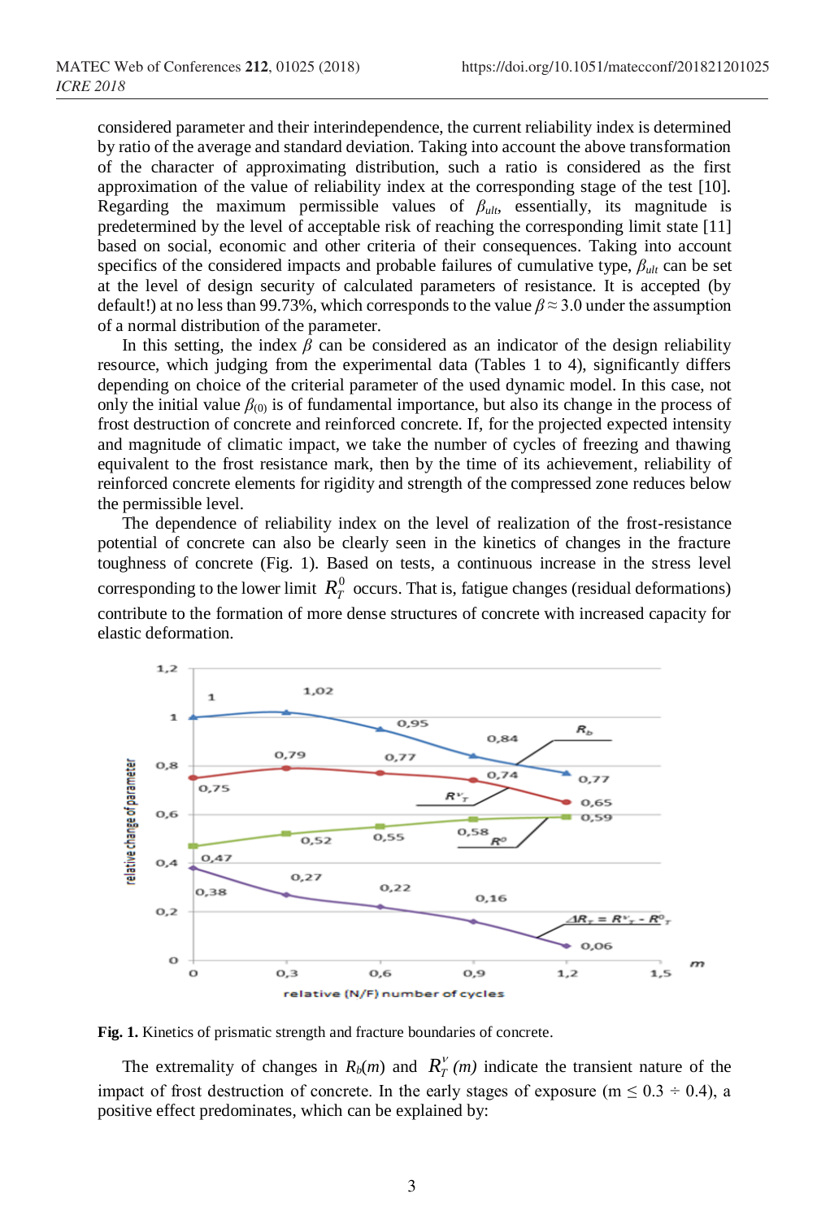considered parameter and their interindependence, the current reliability index is determined by ratio of the average and standard deviation. Taking into account the above transformation of the character of approximating distribution, such a ratio is considered as the first approximation of the value of reliability index at the corresponding stage of the test [10]. Regarding the maximum permissible values of $\beta_{ult}$, essentially, its magnitude is predetermined by the level of acceptable risk of reaching the corresponding limit state [11] based on social, economic and other criteria of their consequences. Taking into account specifics of the considered impacts and probable failures of cumulative type, $\beta_{ult}$ can be set at the level of design security of calculated parameters of resistance. It is accepted (by default!) at no less than 99.73%, which corresponds to the value $\beta \approx 3.0$ under the assumption of a normal distribution of the parameter.

In this setting, the index $\beta$ can be considered as an indicator of the design reliability resource, which judging from the experimental data (Tables 1 to 4), significantly differs depending on choice of the criterial parameter of the used dynamic model. In this case, not only the initial value $\beta_{(0)}$ is of fundamental importance, but also its change in the process of frost destruction of concrete and reinforced concrete. If, for the projected expected intensity and magnitude of climatic impact, we take the number of cycles of freezing and thawing equivalent to the frost resistance mark, then by the time of its achievement, reliability of reinforced concrete elements for rigidity and strength of the compressed zone reduces below the permissible level.

The dependence of reliability index on the level of realization of the frost-resistance potential of concrete can also be clearly seen in the kinetics of changes in the fracture toughness of concrete (Fig. 1). Based on tests, a continuous increase in the stress level corresponding to the lower limit $R_T^0$ occurs. That is, fatigue changes (residual deformations) contribute to the formation of more dense structures of concrete with increased capacity for elastic deformation.

**Fig. 1.** Kinetics of prismatic strength and fracture boundaries of concrete.

The extremality of changes in $R_b(m)$ and $R_T^v(m)$ indicate the transient nature of the impact of frost destruction of concrete. In the early stages of exposure ($m \leq 0.3 \div 0.4$), a positive effect predominates, which can be explained by: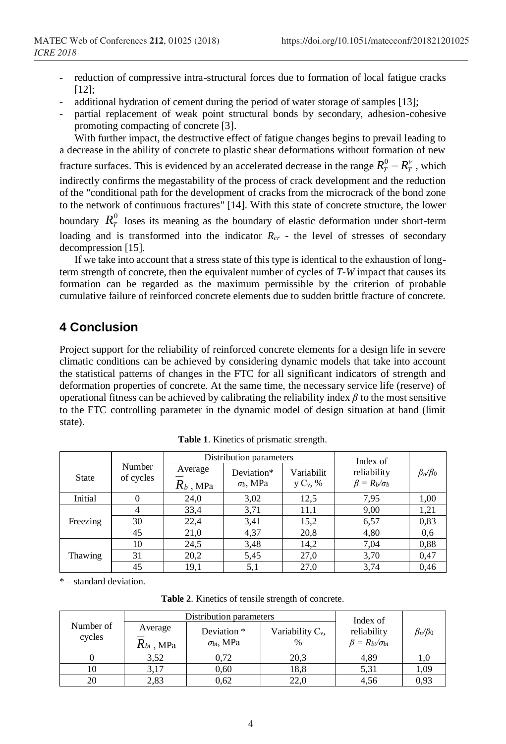- reduction of compressive intra-structural forces due to formation of local fatigue cracks [12];
- additional hydration of cement during the period of water storage of samples [13];
- partial replacement of weak point structural bonds by secondary, adhesion-cohesive promoting compacting of concrete [3].

With further impact, the destructive effect of fatigue changes begins to prevail leading to a decrease in the ability of concrete to plastic shear deformations without formation of new fracture surfaces. This is evidenced by an accelerated decrease in the range $R_T^0 - R_T^v$, which indirectly confirms the megastability of the process of crack development and the reduction of the "conditional path for the development of cracks from the microcrack of the bond zone to the network of continuous fractures" [14]. With this state of concrete structure, the lower boundary $R_T^0$ loses its meaning as the boundary of elastic deformation under short-term loading and is transformed into the indicator $R_{cr}$ - the level of stresses of secondary decompression [15].

If we take into account that a stress state of this type is identical to the exhaustion of long-term strength of concrete, then the equivalent number of cycles of *T-W* impact that causes its formation can be regarded as the maximum permissible by the criterion of probable cumulative failure of reinforced concrete elements due to sudden brittle fracture of concrete.

## 4 Conclusion

Project support for the reliability of reinforced concrete elements for a design life in severe climatic conditions can be achieved by considering dynamic models that take into account the statistical patterns of changes in the FTC for all significant indicators of strength and deformation properties of concrete. At the same time, the necessary service life (reserve) of operational fitness can be achieved by calibrating the reliability index $\beta$ to the most sensitive to the FTC controlling parameter in the dynamic model of design situation at hand (limit state).

**Table 1**. Kinetics of prismatic strength.

| State | Number of cycles | Distribution parameters | | | Index of reliability | $\beta_n/\beta_0$ |
|---|---|---|---|---|---|---|
| | | Average $\overline{R}_b$, MPa | Deviation* $\sigma_b$, MPa | Variability $C_v$, % | $\beta = R_b/\sigma_b$ | |
| Initial | 0 | 24,0 | 3,02 | 12,5 | 7,95 | 1,00 |
| Freezing | 4 | 33,4 | 3,71 | 11,1 | 9,00 | 1,21 |
| | 30 | 22,4 | 3,41 | 15,2 | 6,57 | 0,83 |
| | 45 | 21,0 | 4,37 | 20,8 | 4,80 | 0,6 |
| Thawing | 10 | 24,5 | 3,48 | 14,2 | 7,04 | 0,88 |
| | 31 | 20,2 | 5,45 | 27,0 | 3,70 | 0,47 |
| | 45 | 19,1 | 5,1 | 27,0 | 3,74 | 0,46 |

\* – standard deviation.

**Table 2**. Kinetics of tensile strength of concrete.

| Number of cycles | Distribution parameters | | | Index of reliability | $\beta_n/\beta_0$ |
|---|---|---|---|---|---|
| | Average $\overline{R}_{bt}$, MPa | Deviation * $\sigma_{bt}$, MPa | Variability $C_v$, % | $\beta = R_{bt}/\sigma_{bt}$ | |
| 0 | 3,52 | 0,72 | 20,3 | 4,89 | 1,0 |
| 10 | 3,17 | 0,60 | 18,8 | 5,31 | 1,09 |
| 20 | 2,83 | 0,62 | 22,0 | 4,56 | 0,93 |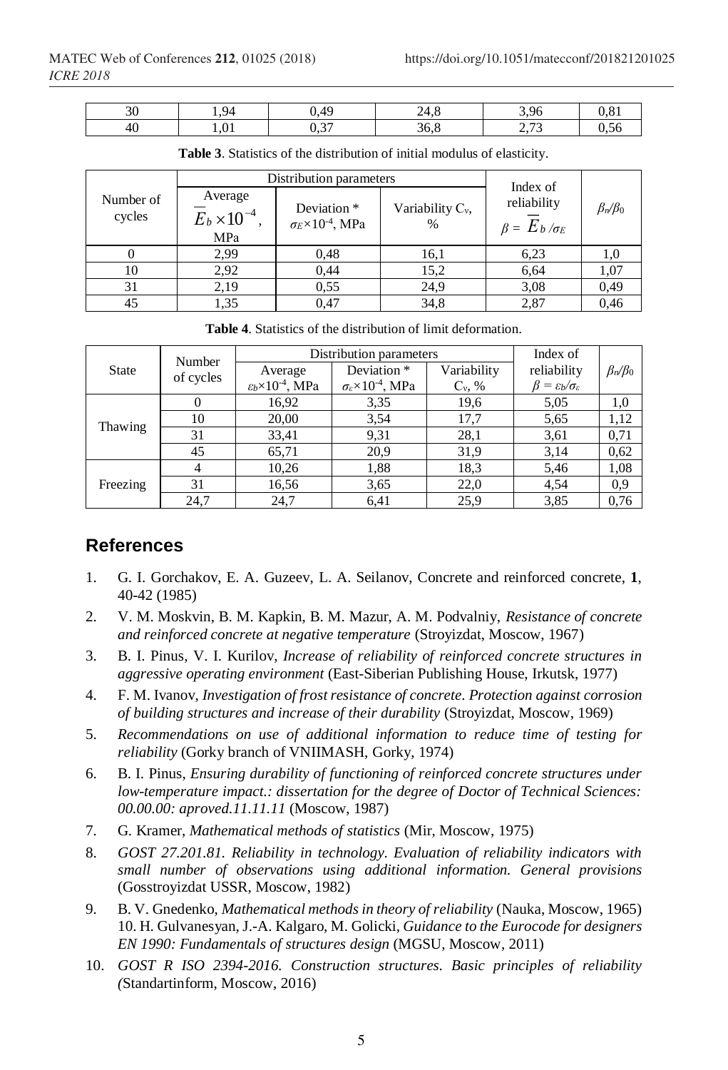| 30 | 1,94 | 0,49 | 24,8 | 3,96 | 0,81 |
|---|---|---|---|---|---|
| 40 | 1,01 | 0,37 | 36,8 | 2,73 | 0,56 |

**Table 3**. Statistics of the distribution of initial modulus of elasticity.

| Number of cycles | Distribution parameters | | | Index of reliability $\beta = \overline{E}_b / \sigma_E$ | $\beta_n/\beta_0$ |
|---|---|---|---|---|---|
| | Average $\overline{E}_b \times 10^{-4}$, MPa | Deviation * $\sigma_E \times 10^{-4}$, MPa | Variability $C_v$, % | | |
| 0 | 2,99 | 0,48 | 16,1 | 6,23 | 1,0 |
| 10 | 2,92 | 0,44 | 15,2 | 6,64 | 1,07 |
| 31 | 2,19 | 0,55 | 24,9 | 3,08 | 0,49 |
| 45 | 1,35 | 0,47 | 34,8 | 2,87 | 0,46 |

**Table 4**. Statistics of the distribution of limit deformation.

| State | Number of cycles | Distribution parameters | | | Index of reliability $\beta = \varepsilon_b/\sigma_\varepsilon$ | $\beta_n/\beta_0$ |
|---|---|---|---|---|---|---|
| | | Average $\varepsilon_b \times 10^{-4}$, MPa | Deviation * $\sigma_\varepsilon \times 10^{-4}$, MPa | Variability $C_v$, % | | |
| Thawing | 0 | 16,92 | 3,35 | 19,6 | 5,05 | 1,0 |
| | 10 | 20,00 | 3,54 | 17,7 | 5,65 | 1,12 |
| | 31 | 33,41 | 9,31 | 28,1 | 3,61 | 0,71 |
| | 45 | 65,71 | 20,9 | 31,9 | 3,14 | 0,62 |
| Freezing | 4 | 10,26 | 1,88 | 18,3 | 5,46 | 1,08 |
| | 31 | 16,56 | 3,65 | 22,0 | 4,54 | 0,9 |
| | 24,7 | 24,7 | 6,41 | 25,9 | 3,85 | 0,76 |

## References

1. G. I. Gorchakov, E. A. Guzeev, L. A. Seilanov, Concrete and reinforced concrete, **1**, 40-42 (1985)
2. V. M. Moskvin, B. M. Kapkin, B. M. Mazur, A. M. Podvalniy, *Resistance of concrete and reinforced concrete at negative temperature* (Stroyizdat, Moscow, 1967)
3. B. I. Pinus, V. I. Kurilov, *Increase of reliability of reinforced concrete structures in aggressive operating environment* (East-Siberian Publishing House, Irkutsk, 1977)
4. F. M. Ivanov, *Investigation of frost resistance of concrete. Protection against corrosion of building structures and increase of their durability* (Stroyizdat, Moscow, 1969)
5. *Recommendations on use of additional information to reduce time of testing for reliability* (Gorky branch of VNIIMASH, Gorky, 1974)
6. B. I. Pinus, *Ensuring durability of functioning of reinforced concrete structures under low-temperature impact.: dissertation for the degree of Doctor of Technical Sciences: 00.00.00: aproved.11.11.11* (Moscow, 1987)
7. G. Kramer, *Mathematical methods of statistics* (Mir, Moscow, 1975)
8. *GOST 27.201.81. Reliability in technology. Evaluation of reliability indicators with small number of observations using additional information. General provisions* (Gosstroyizdat USSR, Moscow, 1982)
9. B. V. Gnedenko, *Mathematical methods in theory of reliability* (Nauka, Moscow, 1965) 10. H. Gulvanesyan, J.-A. Kalgaro, M. Golicki, *Guidance to the Eurocode for designers EN 1990: Fundamentals of structures design* (MGSU, Moscow, 2011)
10. *GOST R ISO 2394-2016. Construction structures. Basic principles of reliability (*Standartinform, Moscow, 2016)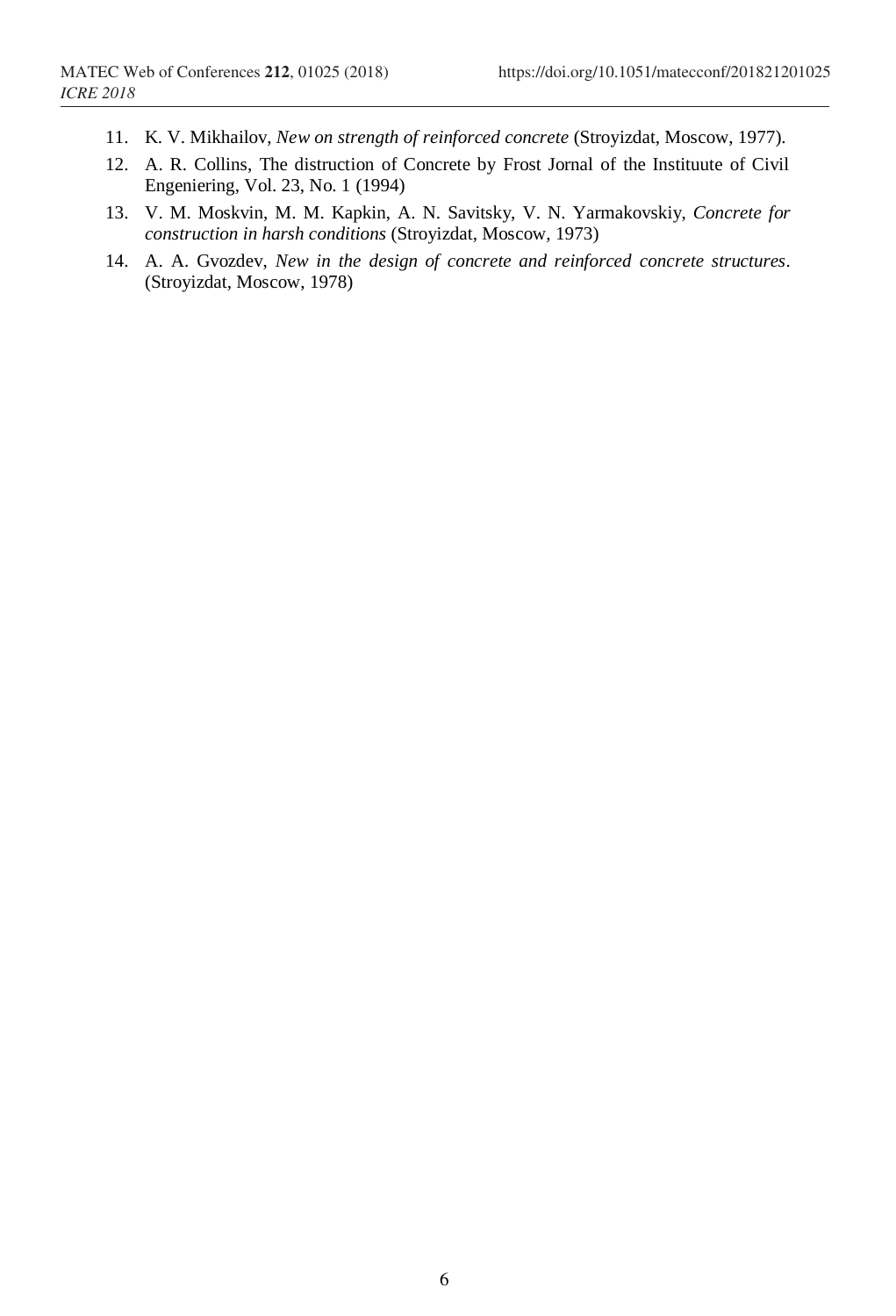11. K. V. Mikhailov, *New on strength of reinforced concrete* (Stroyizdat, Moscow, 1977).
12. A. R. Collins, The distruction of Concrete by Frost Jornal of the Instituute of Civil Engeniering, Vol. 23, No. 1 (1994)
13. V. M. Moskvin, M. M. Kapkin, A. N. Savitsky, V. N. Yarmakovskiy, *Concrete for construction in harsh conditions* (Stroyizdat, Moscow, 1973)
14. A. A. Gvozdev, *New in the design of concrete and reinforced concrete structures*. (Stroyizdat, Moscow, 1978)